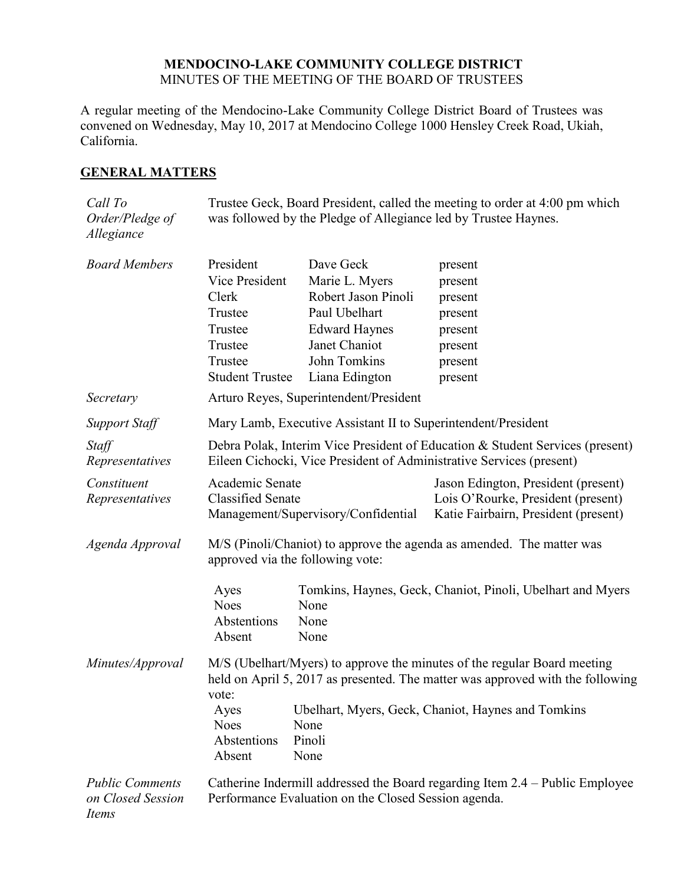**MENDOCINO-LAKE COMMUNITY COLLEGE DISTRICT**
MINUTES OF THE MEETING OF THE BOARD OF TRUSTEES

A regular meeting of the Mendocino-Lake Community College District Board of Trustees was convened on Wednesday, May 10, 2017 at Mendocino College 1000 Hensley Creek Road, Ukiah, California.

## GENERAL MATTERS

*Call To Order/Pledge of Allegiance*

Trustee Geck, Board President, called the meeting to order at 4:00 pm which was followed by the Pledge of Allegiance led by Trustee Haynes.

*Board Members*

| | | |
|---|---|---|
| President | Dave Geck | present |
| Vice President | Marie L. Myers | present |
| Clerk | Robert Jason Pinoli | present |
| Trustee | Paul Ubelhart | present |
| Trustee | Edward Haynes | present |
| Trustee | Janet Chaniot | present |
| Trustee | John Tomkins | present |
| Student Trustee | Liana Edington | present |

*Secretary*

Arturo Reyes, Superintendent/President

*Support Staff*

Mary Lamb, Executive Assistant II to Superintendent/President

*Staff Representatives*

Debra Polak, Interim Vice President of Education & Student Services (present)
Eileen Cichocki, Vice President of Administrative Services (present)

*Constituent Representatives*

| | |
|---|---|
| Academic Senate | Jason Edington, President (present) |
| Classified Senate | Lois O'Rourke, President (present) |
| Management/Supervisory/Confidential | Katie Fairbairn, President (present) |

*Agenda Approval*

M/S (Pinoli/Chaniot) to approve the agenda as amended. The matter was approved via the following vote:

| | |
|---|---|
| Ayes | Tomkins, Haynes, Geck, Chaniot, Pinoli, Ubelhart and Myers |
| Noes | None |
| Abstentions | None |
| Absent | None |

*Minutes/Approval*

M/S (Ubelhart/Myers) to approve the minutes of the regular Board meeting held on April 5, 2017 as presented. The matter was approved with the following vote:

| | |
|---|---|
| Ayes | Ubelhart, Myers, Geck, Chaniot, Haynes and Tomkins |
| Noes | None |
| Abstentions | Pinoli |
| Absent | None |

*Public Comments on Closed Session Items*

Catherine Indermill addressed the Board regarding Item 2.4 – Public Employee Performance Evaluation on the Closed Session agenda.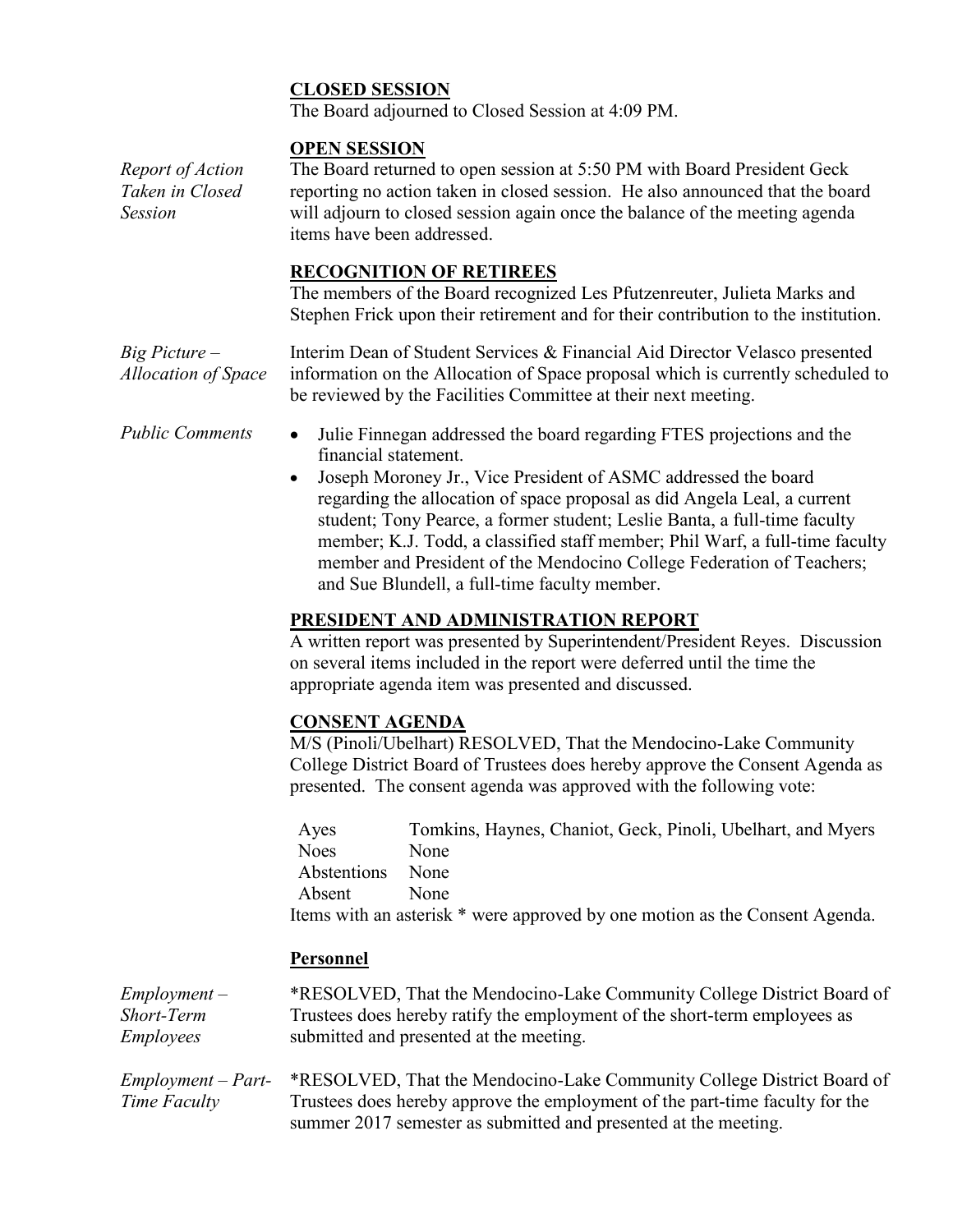**CLOSED SESSION**

The Board adjourned to Closed Session at 4:09 PM.

**OPEN SESSION**

*Report of Action Taken in Closed Session*

The Board returned to open session at 5:50 PM with Board President Geck reporting no action taken in closed session. He also announced that the board will adjourn to closed session again once the balance of the meeting agenda items have been addressed.

**RECOGNITION OF RETIREES**

The members of the Board recognized Les Pfutzenreuter, Julieta Marks and Stephen Frick upon their retirement and for their contribution to the institution.

*Big Picture – Allocation of Space*

Interim Dean of Student Services & Financial Aid Director Velasco presented information on the Allocation of Space proposal which is currently scheduled to be reviewed by the Facilities Committee at their next meeting.

*Public Comments*

- Julie Finnegan addressed the board regarding FTES projections and the financial statement.
- Joseph Moroney Jr., Vice President of ASMC addressed the board regarding the allocation of space proposal as did Angela Leal, a current student; Tony Pearce, a former student; Leslie Banta, a full-time faculty member; K.J. Todd, a classified staff member; Phil Warf, a full-time faculty member and President of the Mendocino College Federation of Teachers; and Sue Blundell, a full-time faculty member.

**PRESIDENT AND ADMINISTRATION REPORT**

A written report was presented by Superintendent/President Reyes. Discussion on several items included in the report were deferred until the time the appropriate agenda item was presented and discussed.

**CONSENT AGENDA**

M/S (Pinoli/Ubelhart) RESOLVED, That the Mendocino-Lake Community College District Board of Trustees does hereby approve the Consent Agenda as presented. The consent agenda was approved with the following vote:

| | |
|---|---|
| Ayes | Tomkins, Haynes, Chaniot, Geck, Pinoli, Ubelhart, and Myers |
| Noes | None |
| Abstentions | None |
| Absent | None |

Items with an asterisk * were approved by one motion as the Consent Agenda.

**Personnel**

*Employment – Short-Term Employees*

*RESOLVED, That the Mendocino-Lake Community College District Board of Trustees does hereby ratify the employment of the short-term employees as submitted and presented at the meeting.

*Employment – Part-Time Faculty*

*RESOLVED, That the Mendocino-Lake Community College District Board of Trustees does hereby approve the employment of the part-time faculty for the summer 2017 semester as submitted and presented at the meeting.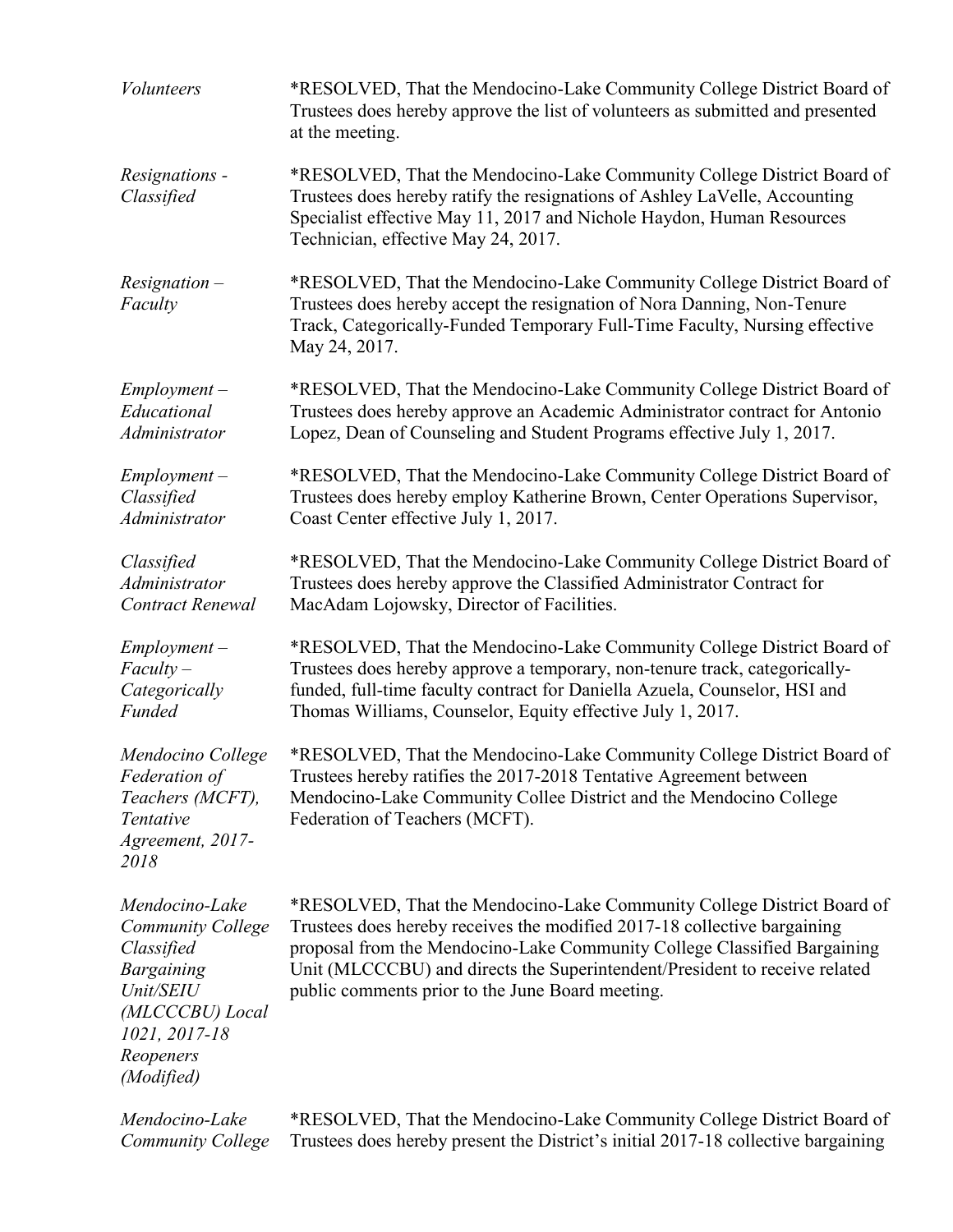| | |
|---|---|
| *Volunteers* | *RESOLVED, That the Mendocino-Lake Community College District Board of Trustees does hereby approve the list of volunteers as submitted and presented at the meeting. |
| *Resignations - Classified* | *RESOLVED, That the Mendocino-Lake Community College District Board of Trustees does hereby ratify the resignations of Ashley LaVelle, Accounting Specialist effective May 11, 2017 and Nichole Haydon, Human Resources Technician, effective May 24, 2017. |
| *Resignation – Faculty* | *RESOLVED, That the Mendocino-Lake Community College District Board of Trustees does hereby accept the resignation of Nora Danning, Non-Tenure Track, Categorically-Funded Temporary Full-Time Faculty, Nursing effective May 24, 2017. |
| *Employment – Educational Administrator* | *RESOLVED, That the Mendocino-Lake Community College District Board of Trustees does hereby approve an Academic Administrator contract for Antonio Lopez, Dean of Counseling and Student Programs effective July 1, 2017. |
| *Employment – Classified Administrator* | *RESOLVED, That the Mendocino-Lake Community College District Board of Trustees does hereby employ Katherine Brown, Center Operations Supervisor, Coast Center effective July 1, 2017. |
| *Classified Administrator Contract Renewal* | *RESOLVED, That the Mendocino-Lake Community College District Board of Trustees does hereby approve the Classified Administrator Contract for MacAdam Lojowsky, Director of Facilities. |
| *Employment – Faculty – Categorically Funded* | *RESOLVED, That the Mendocino-Lake Community College District Board of Trustees does hereby approve a temporary, non-tenure track, categorically-funded, full-time faculty contract for Daniella Azuela, Counselor, HSI and Thomas Williams, Counselor, Equity effective July 1, 2017. |
| *Mendocino College Federation of Teachers (MCFT), Tentative Agreement, 2017-2018* | *RESOLVED, That the Mendocino-Lake Community College District Board of Trustees hereby ratifies the 2017-2018 Tentative Agreement between Mendocino-Lake Community Collee District and the Mendocino College Federation of Teachers (MCFT). |
| *Mendocino-Lake Community College Classified Bargaining Unit/SEIU (MLCCCBU) Local 1021, 2017-18 Reopeners (Modified)* | *RESOLVED, That the Mendocino-Lake Community College District Board of Trustees does hereby receives the modified 2017-18 collective bargaining proposal from the Mendocino-Lake Community College Classified Bargaining Unit (MLCCCBU) and directs the Superintendent/President to receive related public comments prior to the June Board meeting. |
| *Mendocino-Lake Community College* | *RESOLVED, That the Mendocino-Lake Community College District Board of Trustees does hereby present the District's initial 2017-18 collective bargaining |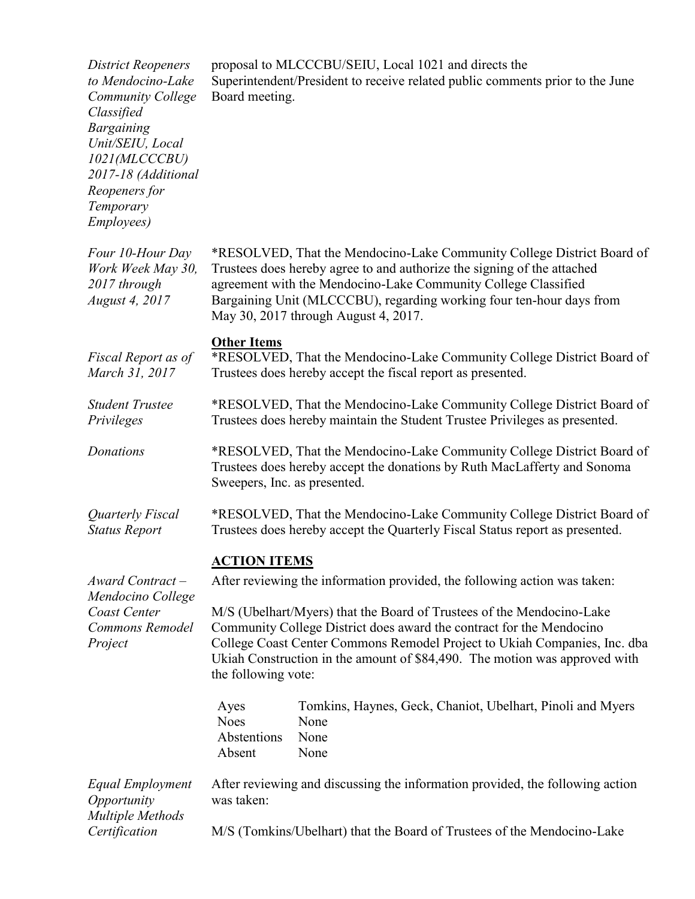*District Reopeners to Mendocino-Lake Community College Classified Bargaining Unit/SEIU, Local 1021(MLCCCBU) 2017-18 (Additional Reopeners for Temporary Employees)*

proposal to MLCCCBU/SEIU, Local 1021 and directs the Superintendent/President to receive related public comments prior to the June Board meeting.

*Four 10-Hour Day Work Week May 30, 2017 through August 4, 2017*

*RESOLVED, That the Mendocino-Lake Community College District Board of Trustees does hereby agree to and authorize the signing of the attached agreement with the Mendocino-Lake Community College Classified Bargaining Unit (MLCCCBU), regarding working four ten-hour days from May 30, 2017 through August 4, 2017.

**Other Items**

*Fiscal Report as of March 31, 2017*

*RESOLVED, That the Mendocino-Lake Community College District Board of Trustees does hereby accept the fiscal report as presented.

*Student Trustee Privileges*

*RESOLVED, That the Mendocino-Lake Community College District Board of Trustees does hereby maintain the Student Trustee Privileges as presented.

*Donations*

*RESOLVED, That the Mendocino-Lake Community College District Board of Trustees does hereby accept the donations by Ruth MacLafferty and Sonoma Sweepers, Inc. as presented.

*Quarterly Fiscal Status Report*

*RESOLVED, That the Mendocino-Lake Community College District Board of Trustees does hereby accept the Quarterly Fiscal Status report as presented.

## ACTION ITEMS

*Award Contract – Mendocino College Coast Center Commons Remodel Project*

After reviewing the information provided, the following action was taken:

M/S (Ubelhart/Myers) that the Board of Trustees of the Mendocino-Lake Community College District does award the contract for the Mendocino College Coast Center Commons Remodel Project to Ukiah Companies, Inc. dba Ukiah Construction in the amount of $84,490. The motion was approved with the following vote:

| | |
|---|---|
| Ayes | Tomkins, Haynes, Geck, Chaniot, Ubelhart, Pinoli and Myers |
| Noes | None |
| Abstentions | None |
| Absent | None |

*Equal Employment Opportunity Multiple Methods Certification*

After reviewing and discussing the information provided, the following action was taken:

M/S (Tomkins/Ubelhart) that the Board of Trustees of the Mendocino-Lake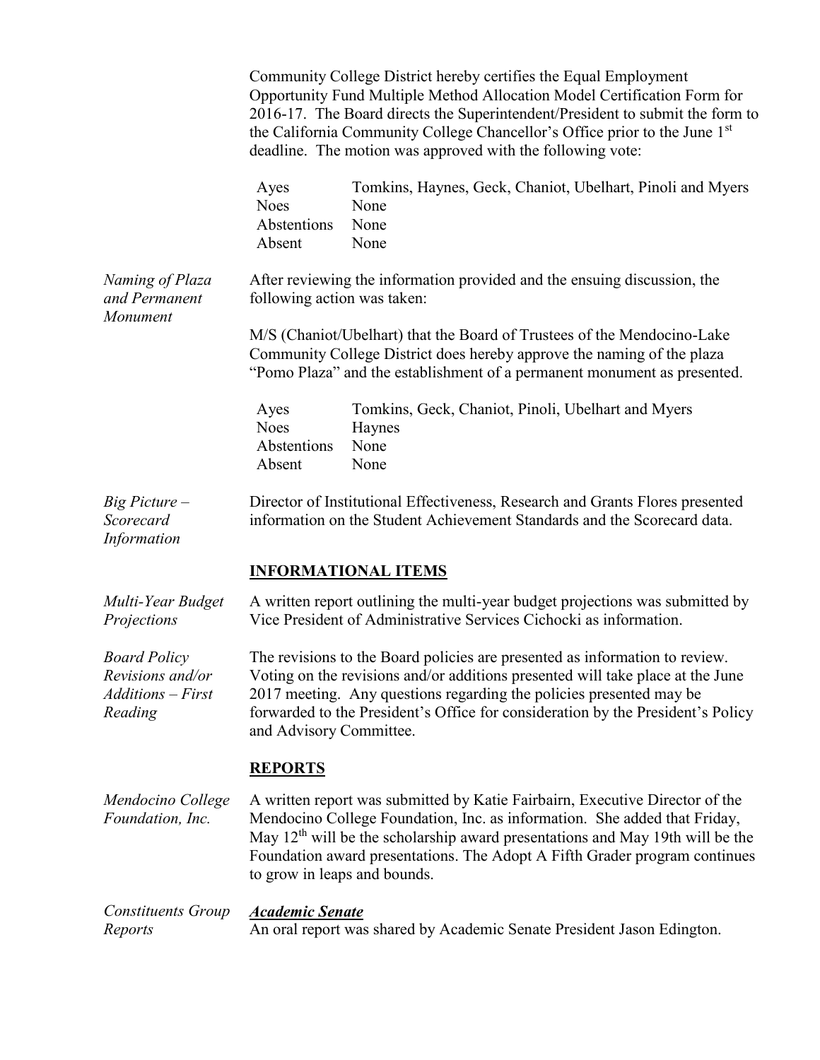Community College District hereby certifies the Equal Employment Opportunity Fund Multiple Method Allocation Model Certification Form for 2016-17. The Board directs the Superintendent/President to submit the form to the California Community College Chancellor's Office prior to the June 1st deadline. The motion was approved with the following vote:

| | |
|---|---|
| Ayes | Tomkins, Haynes, Geck, Chaniot, Ubelhart, Pinoli and Myers |
| Noes | None |
| Abstentions | None |
| Absent | None |

*Naming of Plaza and Permanent Monument*

After reviewing the information provided and the ensuing discussion, the following action was taken:

M/S (Chaniot/Ubelhart) that the Board of Trustees of the Mendocino-Lake Community College District does hereby approve the naming of the plaza "Pomo Plaza" and the establishment of a permanent monument as presented.

| | |
|---|---|
| Ayes | Tomkins, Geck, Chaniot, Pinoli, Ubelhart and Myers |
| Noes | Haynes |
| Abstentions | None |
| Absent | None |

*Big Picture – Scorecard Information*

Director of Institutional Effectiveness, Research and Grants Flores presented information on the Student Achievement Standards and the Scorecard data.

## INFORMATIONAL ITEMS

*Multi-Year Budget Projections*

A written report outlining the multi-year budget projections was submitted by Vice President of Administrative Services Cichocki as information.

*Board Policy Revisions and/or Additions – First Reading*

The revisions to the Board policies are presented as information to review. Voting on the revisions and/or additions presented will take place at the June 2017 meeting. Any questions regarding the policies presented may be forwarded to the President's Office for consideration by the President's Policy and Advisory Committee.

## REPORTS

*Mendocino College Foundation, Inc.*

A written report was submitted by Katie Fairbairn, Executive Director of the Mendocino College Foundation, Inc. as information. She added that Friday, May 12th will be the scholarship award presentations and May 19th will be the Foundation award presentations. The Adopt A Fifth Grader program continues to grow in leaps and bounds.

*Constituents Group Reports*

***Academic Senate***

An oral report was shared by Academic Senate President Jason Edington.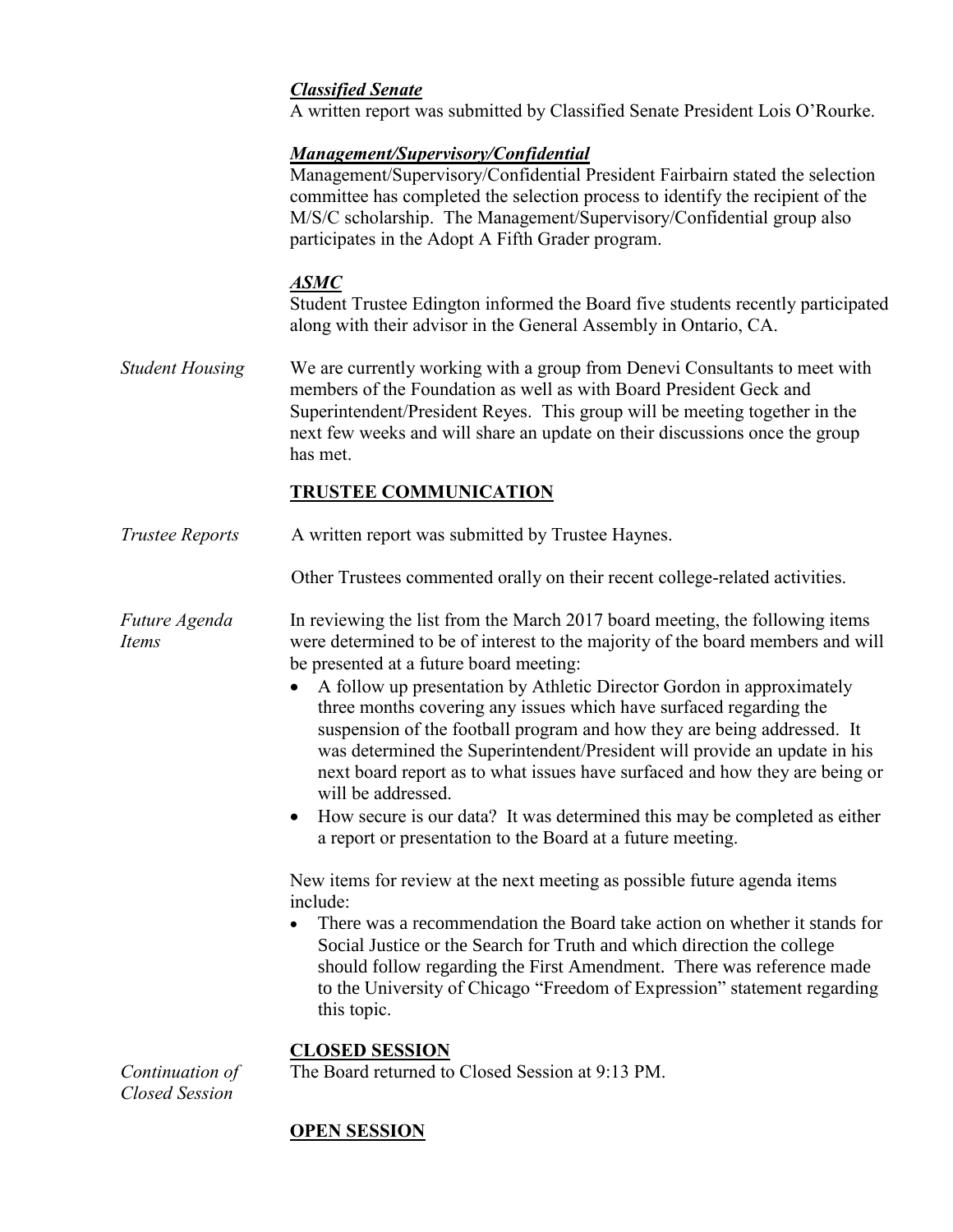***Classified Senate***

A written report was submitted by Classified Senate President Lois O'Rourke.

***Management/Supervisory/Confidential***

Management/Supervisory/Confidential President Fairbairn stated the selection committee has completed the selection process to identify the recipient of the M/S/C scholarship. The Management/Supervisory/Confidential group also participates in the Adopt A Fifth Grader program.

***ASMC***

Student Trustee Edington informed the Board five students recently participated along with their advisor in the General Assembly in Ontario, CA.

*Student Housing*

We are currently working with a group from Denevi Consultants to meet with members of the Foundation as well as with Board President Geck and Superintendent/President Reyes. This group will be meeting together in the next few weeks and will share an update on their discussions once the group has met.

**TRUSTEE COMMUNICATION**

*Trustee Reports*

A written report was submitted by Trustee Haynes.

Other Trustees commented orally on their recent college-related activities.

*Future Agenda Items*

In reviewing the list from the March 2017 board meeting, the following items were determined to be of interest to the majority of the board members and will be presented at a future board meeting:

- A follow up presentation by Athletic Director Gordon in approximately three months covering any issues which have surfaced regarding the suspension of the football program and how they are being addressed. It was determined the Superintendent/President will provide an update in his next board report as to what issues have surfaced and how they are being or will be addressed.
- How secure is our data? It was determined this may be completed as either a report or presentation to the Board at a future meeting.

New items for review at the next meeting as possible future agenda items include:

- There was a recommendation the Board take action on whether it stands for Social Justice or the Search for Truth and which direction the college should follow regarding the First Amendment. There was reference made to the University of Chicago "Freedom of Expression" statement regarding this topic.

**CLOSED SESSION**

*Continuation of Closed Session*

The Board returned to Closed Session at 9:13 PM.

**OPEN SESSION**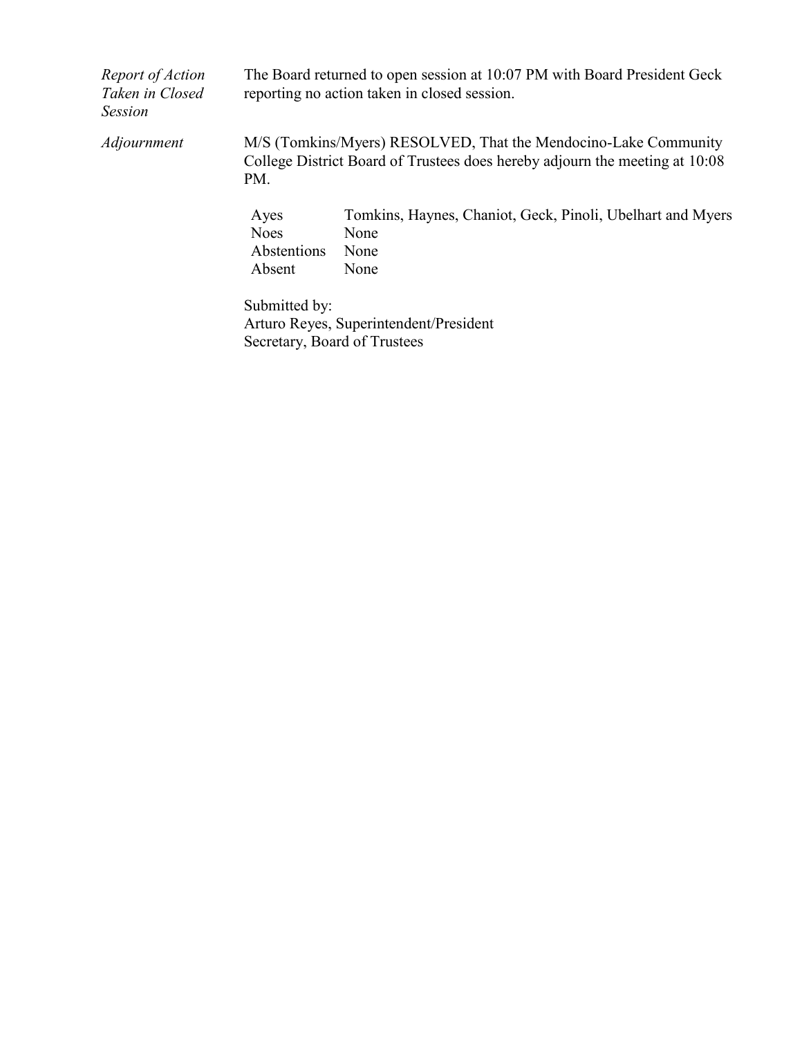*Report of Action Taken in Closed Session*

The Board returned to open session at 10:07 PM with Board President Geck reporting no action taken in closed session.

*Adjournment*

M/S (Tomkins/Myers) RESOLVED, That the Mendocino-Lake Community College District Board of Trustees does hereby adjourn the meeting at 10:08 PM.

| | |
|---|---|
| Ayes | Tomkins, Haynes, Chaniot, Geck, Pinoli, Ubelhart and Myers |
| Noes | None |
| Abstentions | None |
| Absent | None |

Submitted by:
Arturo Reyes, Superintendent/President
Secretary, Board of Trustees